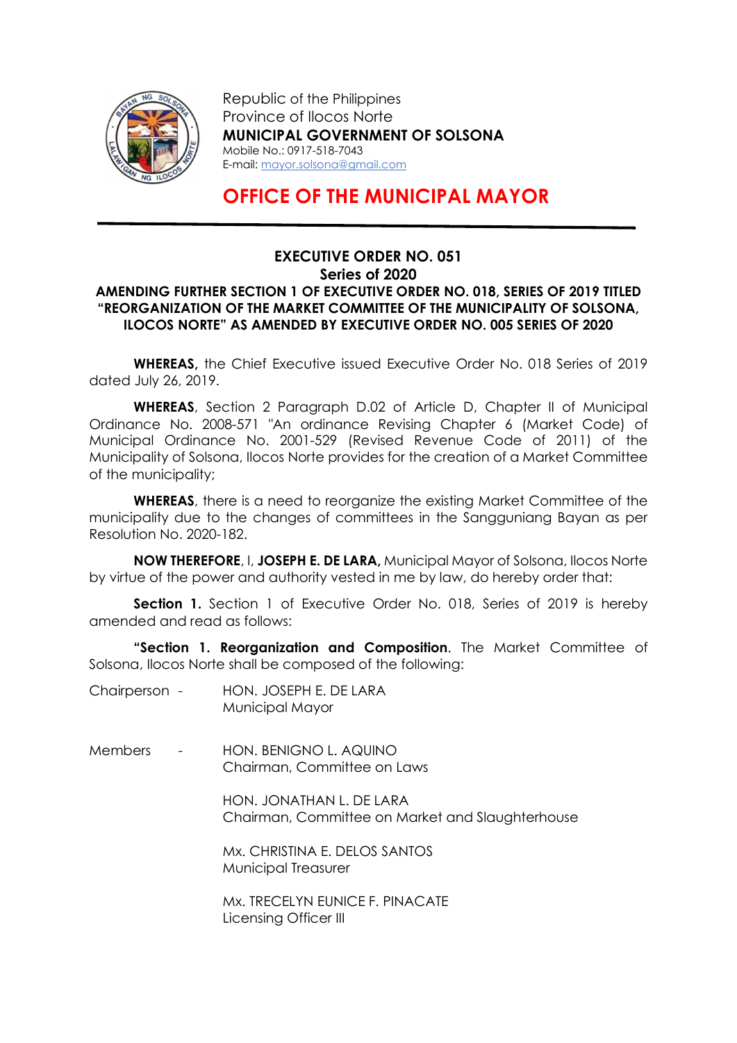Republic of the Philippines
Province of Ilocos Norte
**MUNICIPAL GOVERNMENT OF SOLSONA**
Mobile No.: 0917-518-7043
E-mail: mayor.solsona@gmail.com

# OFFICE OF THE MUNICIPAL MAYOR

## EXECUTIVE ORDER NO. 051
## Series of 2020

**AMENDING FURTHER SECTION 1 OF EXECUTIVE ORDER NO. 018, SERIES OF 2019 TITLED "REORGANIZATION OF THE MARKET COMMITTEE OF THE MUNICIPALITY OF SOLSONA, ILOCOS NORTE" AS AMENDED BY EXECUTIVE ORDER NO. 005 SERIES OF 2020**

**WHEREAS,** the Chief Executive issued Executive Order No. 018 Series of 2019 dated July 26, 2019.

**WHEREAS**, Section 2 Paragraph D.02 of Article D, Chapter II of Municipal Ordinance No. 2008-571 "An ordinance Revising Chapter 6 (Market Code) of Municipal Ordinance No. 2001-529 (Revised Revenue Code of 2011) of the Municipality of Solsona, Ilocos Norte provides for the creation of a Market Committee of the municipality;

**WHEREAS**, there is a need to reorganize the existing Market Committee of the municipality due to the changes of committees in the Sangguniang Bayan as per Resolution No. 2020-182.

**NOW THEREFORE**, I, **JOSEPH E. DE LARA,** Municipal Mayor of Solsona, Ilocos Norte by virtue of the power and authority vested in me by law, do hereby order that:

**Section 1.** Section 1 of Executive Order No. 018, Series of 2019 is hereby amended and read as follows:

**"Section 1. Reorganization and Composition**. The Market Committee of Solsona, Ilocos Norte shall be composed of the following:

Chairperson - HON. JOSEPH E. DE LARA
Municipal Mayor

Members - HON. BENIGNO L. AQUINO
Chairman, Committee on Laws

HON. JONATHAN L. DE LARA
Chairman, Committee on Market and Slaughterhouse

Mx. CHRISTINA E. DELOS SANTOS
Municipal Treasurer

Mx. TRECELYN EUNICE F. PINACATE
Licensing Officer III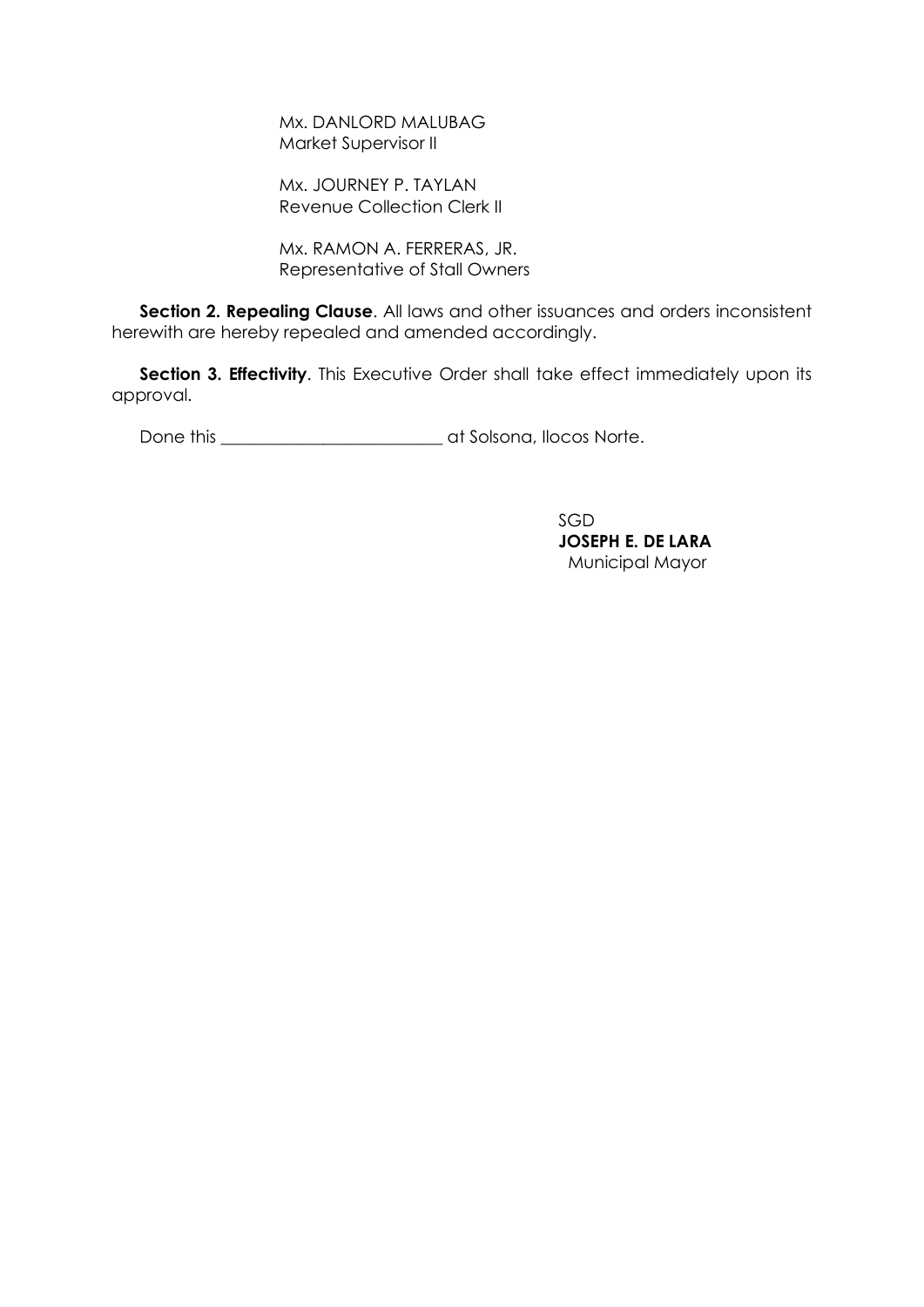Mx. DANLORD MALUBAG
Market Supervisor II

Mx. JOURNEY P. TAYLAN
Revenue Collection Clerk II

Mx. RAMON A. FERRERAS, JR.
Representative of Stall Owners

**Section 2. Repealing Clause**. All laws and other issuances and orders inconsistent herewith are hereby repealed and amended accordingly.

**Section 3. Effectivity**. This Executive Order shall take effect immediately upon its approval.

Done this _________________________ at Solsona, Ilocos Norte.

SGD
**JOSEPH E. DE LARA**
Municipal Mayor